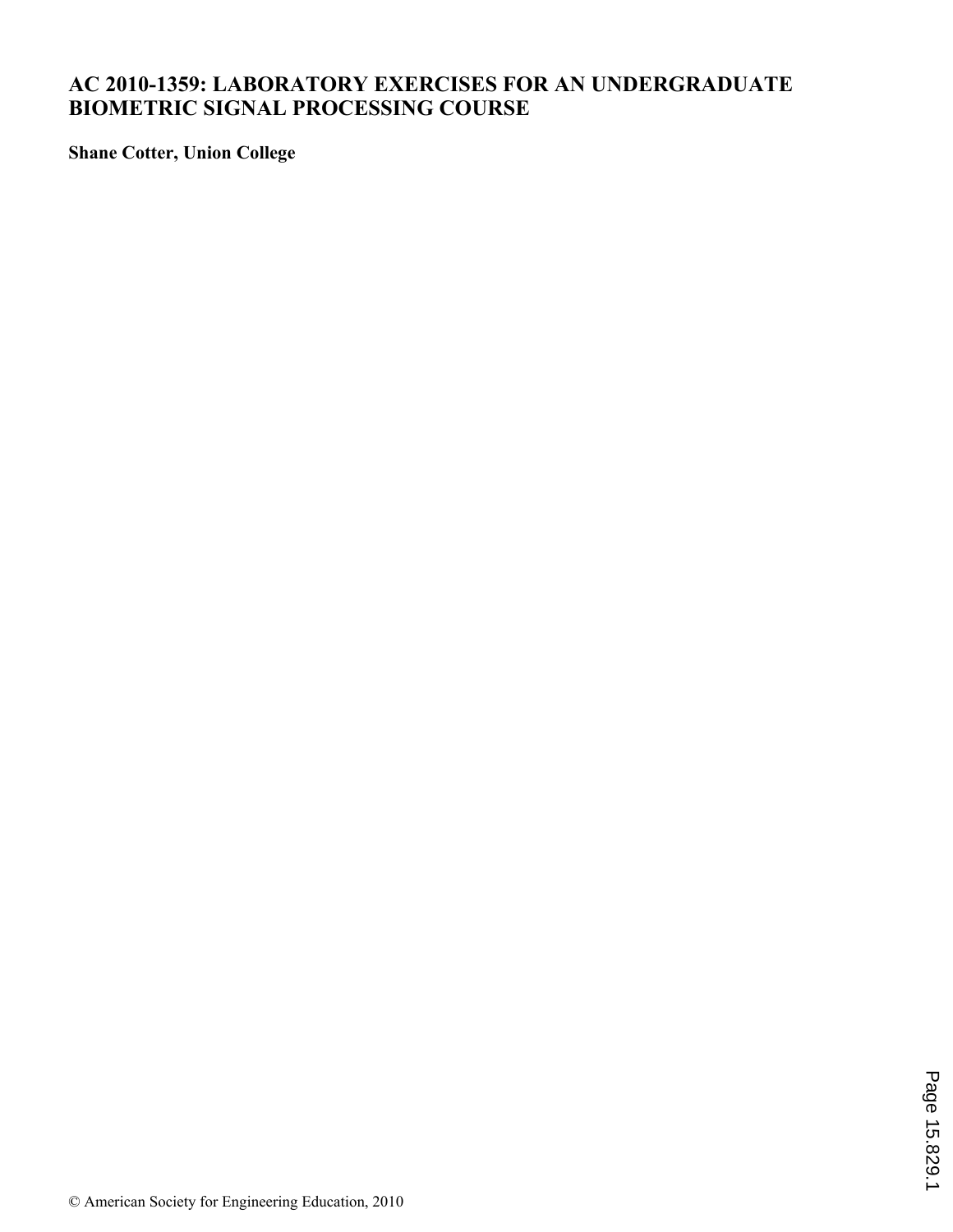# AC 2010-1359: LABORATORY EXERCISES FOR AN UNDERGRADUATE BIOMETRIC SIGNAL PROCESSING COURSE

**Shane Cotter, Union College**

© American Society for Engineering Education, 2010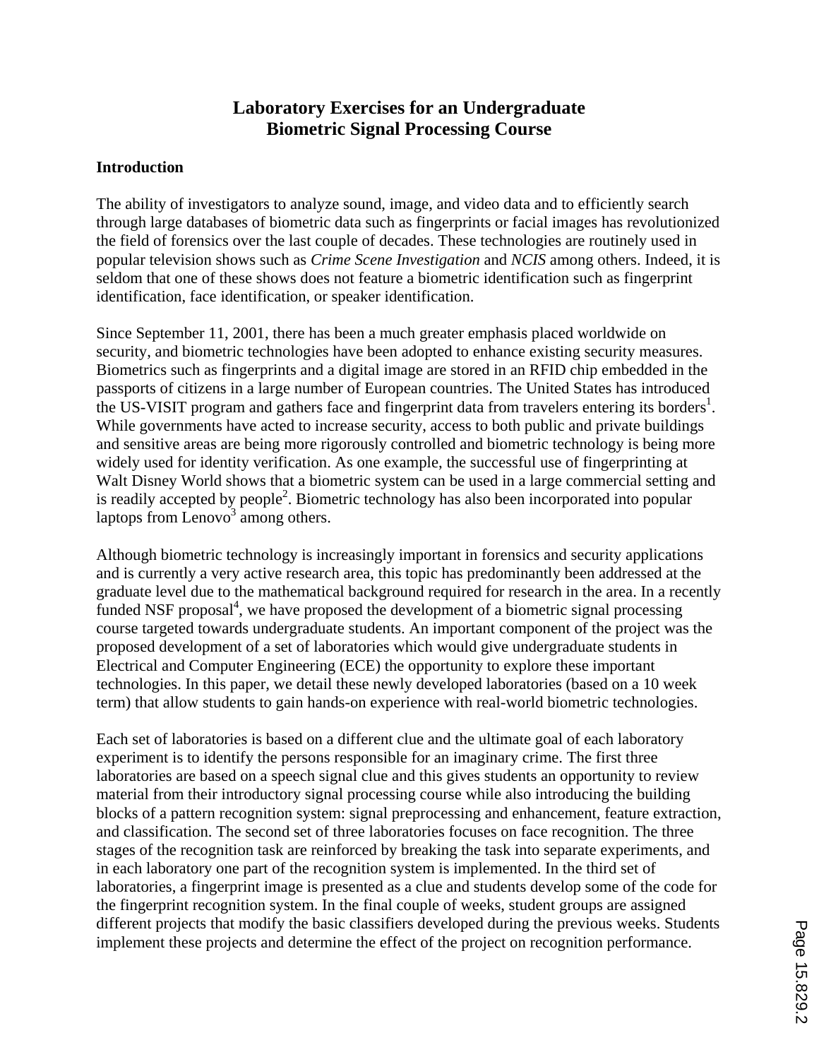# Laboratory Exercises for an Undergraduate Biometric Signal Processing Course

## Introduction

The ability of investigators to analyze sound, image, and video data and to efficiently search through large databases of biometric data such as fingerprints or facial images has revolutionized the field of forensics over the last couple of decades. These technologies are routinely used in popular television shows such as *Crime Scene Investigation* and *NCIS* among others. Indeed, it is seldom that one of these shows does not feature a biometric identification such as fingerprint identification, face identification, or speaker identification.

Since September 11, 2001, there has been a much greater emphasis placed worldwide on security, and biometric technologies have been adopted to enhance existing security measures. Biometrics such as fingerprints and a digital image are stored in an RFID chip embedded in the passports of citizens in a large number of European countries. The United States has introduced the US-VISIT program and gathers face and fingerprint data from travelers entering its borders[1]. While governments have acted to increase security, access to both public and private buildings and sensitive areas are being more rigorously controlled and biometric technology is being more widely used for identity verification. As one example, the successful use of fingerprinting at Walt Disney World shows that a biometric system can be used in a large commercial setting and is readily accepted by people[2]. Biometric technology has also been incorporated into popular laptops from Lenovo[3] among others.

Although biometric technology is increasingly important in forensics and security applications and is currently a very active research area, this topic has predominantly been addressed at the graduate level due to the mathematical background required for research in the area. In a recently funded NSF proposal[4], we have proposed the development of a biometric signal processing course targeted towards undergraduate students. An important component of the project was the proposed development of a set of laboratories which would give undergraduate students in Electrical and Computer Engineering (ECE) the opportunity to explore these important technologies. In this paper, we detail these newly developed laboratories (based on a 10 week term) that allow students to gain hands-on experience with real-world biometric technologies.

Each set of laboratories is based on a different clue and the ultimate goal of each laboratory experiment is to identify the persons responsible for an imaginary crime. The first three laboratories are based on a speech signal clue and this gives students an opportunity to review material from their introductory signal processing course while also introducing the building blocks of a pattern recognition system: signal preprocessing and enhancement, feature extraction, and classification. The second set of three laboratories focuses on face recognition. The three stages of the recognition task are reinforced by breaking the task into separate experiments, and in each laboratory one part of the recognition system is implemented. In the third set of laboratories, a fingerprint image is presented as a clue and students develop some of the code for the fingerprint recognition system. In the final couple of weeks, student groups are assigned different projects that modify the basic classifiers developed during the previous weeks. Students implement these projects and determine the effect of the project on recognition performance.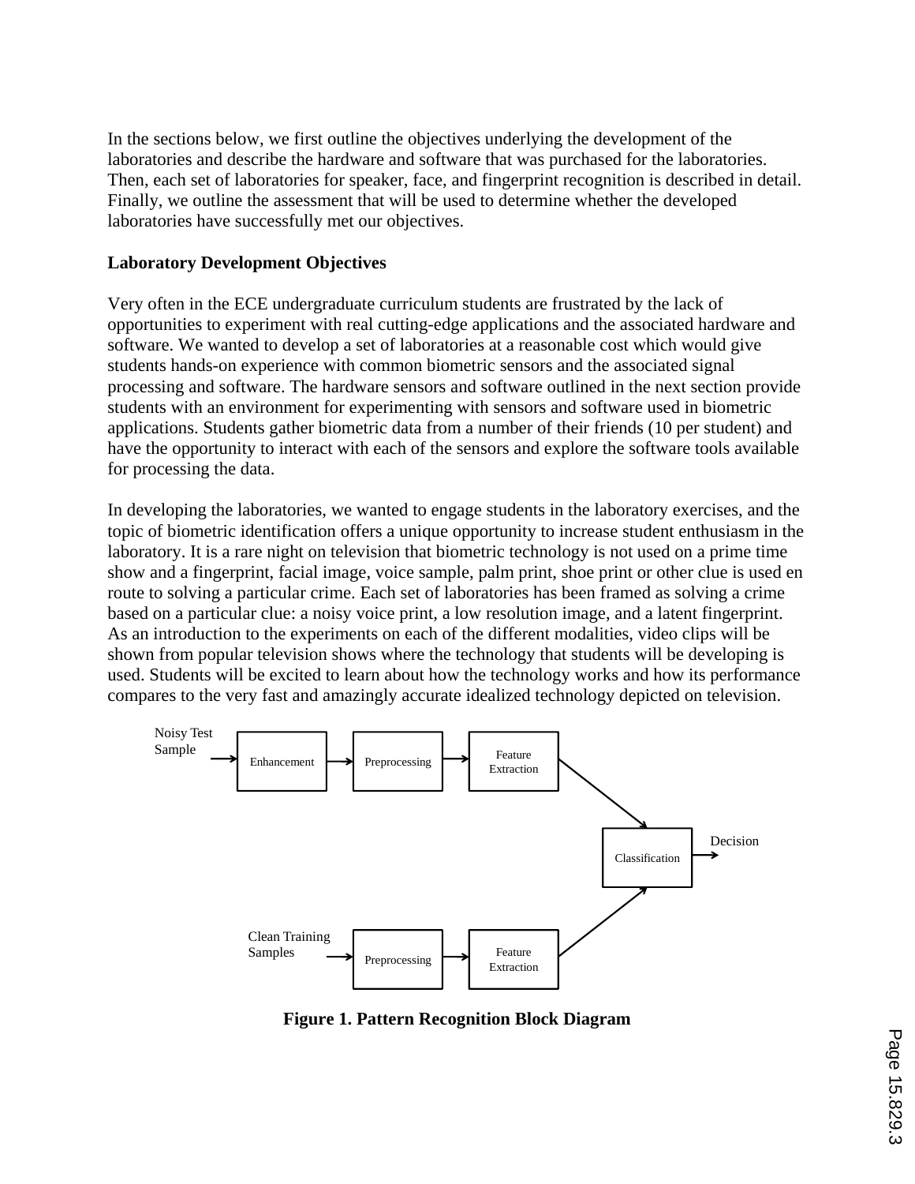In the sections below, we first outline the objectives underlying the development of the laboratories and describe the hardware and software that was purchased for the laboratories. Then, each set of laboratories for speaker, face, and fingerprint recognition is described in detail. Finally, we outline the assessment that will be used to determine whether the developed laboratories have successfully met our objectives.

**Laboratory Development Objectives**

Very often in the ECE undergraduate curriculum students are frustrated by the lack of opportunities to experiment with real cutting-edge applications and the associated hardware and software. We wanted to develop a set of laboratories at a reasonable cost which would give students hands-on experience with common biometric sensors and the associated signal processing and software. The hardware sensors and software outlined in the next section provide students with an environment for experimenting with sensors and software used in biometric applications. Students gather biometric data from a number of their friends (10 per student) and have the opportunity to interact with each of the sensors and explore the software tools available for processing the data.

In developing the laboratories, we wanted to engage students in the laboratory exercises, and the topic of biometric identification offers a unique opportunity to increase student enthusiasm in the laboratory. It is a rare night on television that biometric technology is not used on a prime time show and a fingerprint, facial image, voice sample, palm print, shoe print or other clue is used en route to solving a particular crime. Each set of laboratories has been framed as solving a crime based on a particular clue: a noisy voice print, a low resolution image, and a latent fingerprint. As an introduction to the experiments on each of the different modalities, video clips will be shown from popular television shows where the technology that students will be developing is used. Students will be excited to learn about how the technology works and how its performance compares to the very fast and amazingly accurate idealized technology depicted on television.

Noisy Test Sample → Enhancement → Preprocessing → Feature Extraction → Classification → Decision

Clean Training Samples → Preprocessing → Feature Extraction → Classification

**Figure 1. Pattern Recognition Block Diagram**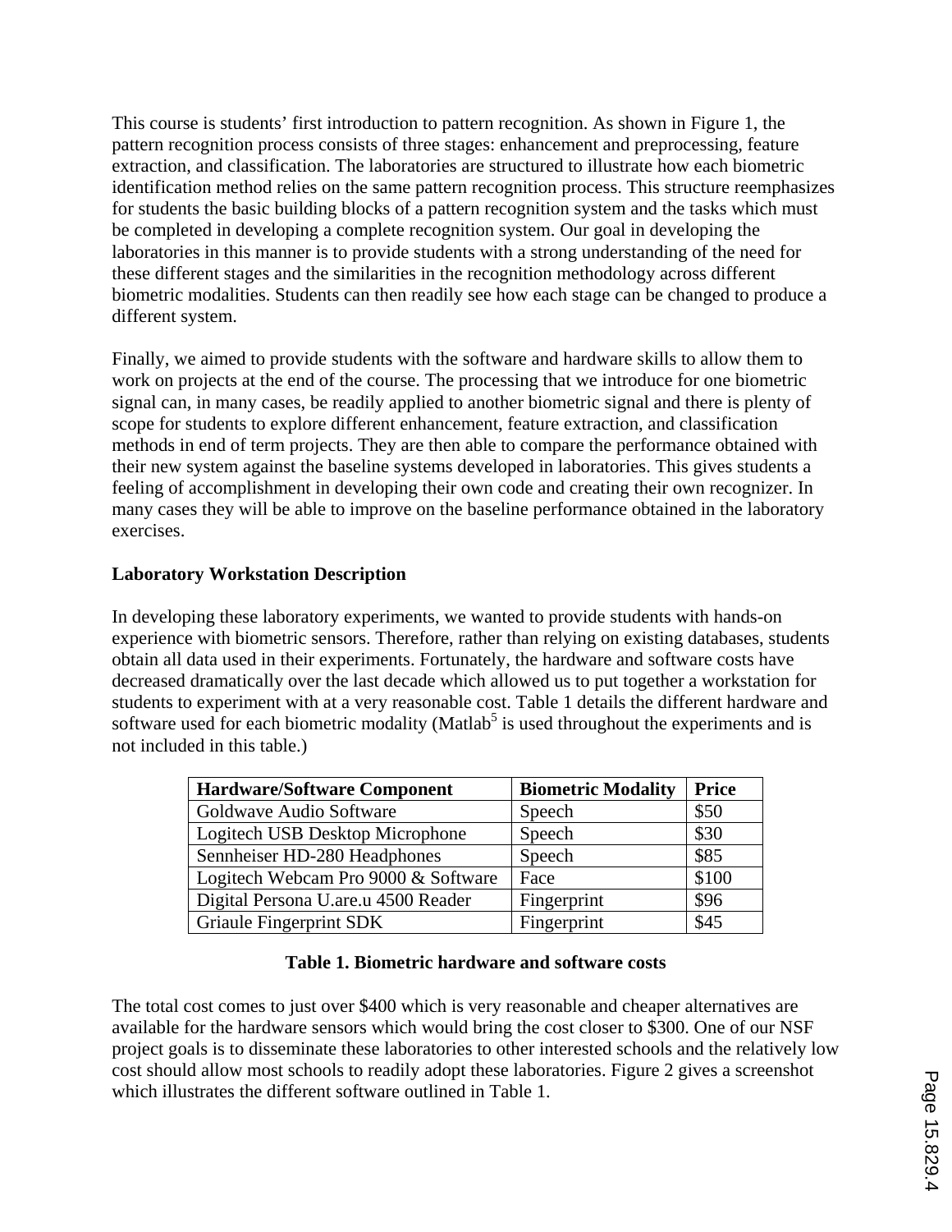This course is students' first introduction to pattern recognition. As shown in Figure 1, the pattern recognition process consists of three stages: enhancement and preprocessing, feature extraction, and classification. The laboratories are structured to illustrate how each biometric identification method relies on the same pattern recognition process. This structure reemphasizes for students the basic building blocks of a pattern recognition system and the tasks which must be completed in developing a complete recognition system. Our goal in developing the laboratories in this manner is to provide students with a strong understanding of the need for these different stages and the similarities in the recognition methodology across different biometric modalities. Students can then readily see how each stage can be changed to produce a different system.

Finally, we aimed to provide students with the software and hardware skills to allow them to work on projects at the end of the course. The processing that we introduce for one biometric signal can, in many cases, be readily applied to another biometric signal and there is plenty of scope for students to explore different enhancement, feature extraction, and classification methods in end of term projects. They are then able to compare the performance obtained with their new system against the baseline systems developed in laboratories. This gives students a feeling of accomplishment in developing their own code and creating their own recognizer. In many cases they will be able to improve on the baseline performance obtained in the laboratory exercises.

**Laboratory Workstation Description**

In developing these laboratory experiments, we wanted to provide students with hands-on experience with biometric sensors. Therefore, rather than relying on existing databases, students obtain all data used in their experiments. Fortunately, the hardware and software costs have decreased dramatically over the last decade which allowed us to put together a workstation for students to experiment with at a very reasonable cost. Table 1 details the different hardware and software used for each biometric modality (Matlab[5] is used throughout the experiments and is not included in this table.)

| Hardware/Software Component | Biometric Modality | Price |
|---|---|---|
| Goldwave Audio Software | Speech | $50 |
| Logitech USB Desktop Microphone | Speech | $30 |
| Sennheiser HD-280 Headphones | Speech | $85 |
| Logitech Webcam Pro 9000 & Software | Face | $100 |
| Digital Persona U.are.u 4500 Reader | Fingerprint | $96 |
| Griaule Fingerprint SDK | Fingerprint | $45 |

**Table 1. Biometric hardware and software costs**

The total cost comes to just over $400 which is very reasonable and cheaper alternatives are available for the hardware sensors which would bring the cost closer to $300. One of our NSF project goals is to disseminate these laboratories to other interested schools and the relatively low cost should allow most schools to readily adopt these laboratories. Figure 2 gives a screenshot which illustrates the different software outlined in Table 1.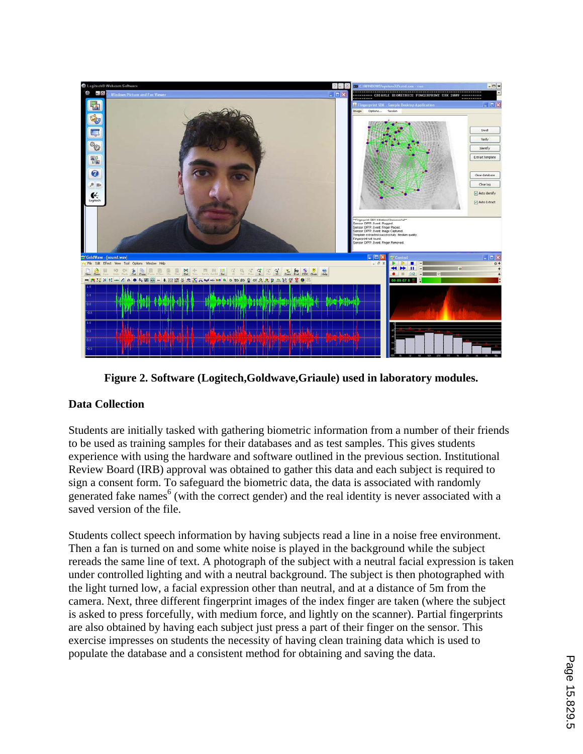Figure 2. Software (Logitech,Goldwave,Griaule) used in laboratory modules.

## Data Collection

Students are initially tasked with gathering biometric information from a number of their friends to be used as training samples for their databases and as test samples. This gives students experience with using the hardware and software outlined in the previous section. Institutional Review Board (IRB) approval was obtained to gather this data and each subject is required to sign a consent form. To safeguard the biometric data, the data is associated with randomly generated fake names[6] (with the correct gender) and the real identity is never associated with a saved version of the file.

Students collect speech information by having subjects read a line in a noise free environment. Then a fan is turned on and some white noise is played in the background while the subject rereads the same line of text. A photograph of the subject with a neutral facial expression is taken under controlled lighting and with a neutral background. The subject is then photographed with the light turned low, a facial expression other than neutral, and at a distance of 5m from the camera. Next, three different fingerprint images of the index finger are taken (where the subject is asked to press forcefully, with medium force, and lightly on the scanner). Partial fingerprints are also obtained by having each subject just press a part of their finger on the sensor. This exercise impresses on students the necessity of having clean training data which is used to populate the database and a consistent method for obtaining and saving the data.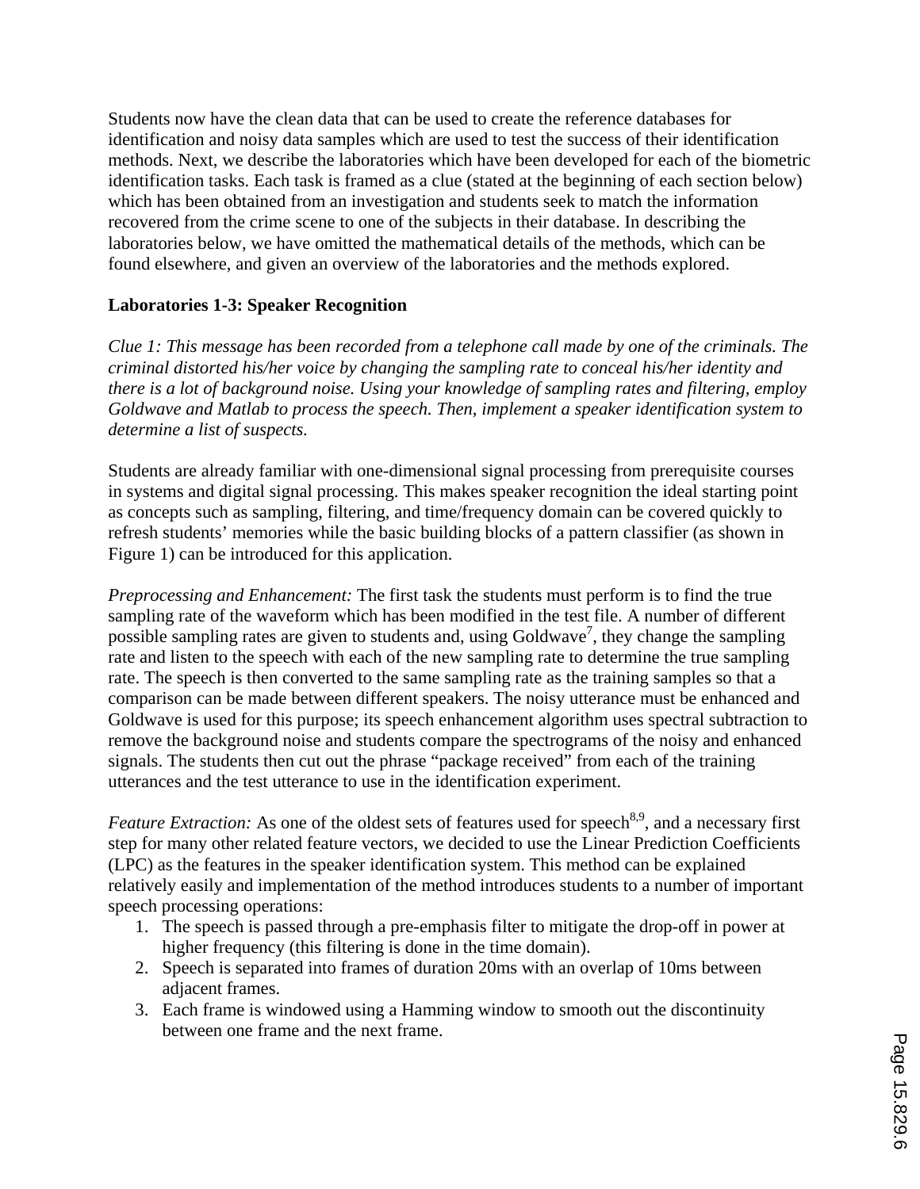Students now have the clean data that can be used to create the reference databases for identification and noisy data samples which are used to test the success of their identification methods. Next, we describe the laboratories which have been developed for each of the biometric identification tasks. Each task is framed as a clue (stated at the beginning of each section below) which has been obtained from an investigation and students seek to match the information recovered from the crime scene to one of the subjects in their database. In describing the laboratories below, we have omitted the mathematical details of the methods, which can be found elsewhere, and given an overview of the laboratories and the methods explored.

**Laboratories 1-3: Speaker Recognition**

*Clue 1: This message has been recorded from a telephone call made by one of the criminals. The criminal distorted his/her voice by changing the sampling rate to conceal his/her identity and there is a lot of background noise. Using your knowledge of sampling rates and filtering, employ Goldwave and Matlab to process the speech. Then, implement a speaker identification system to determine a list of suspects.*

Students are already familiar with one-dimensional signal processing from prerequisite courses in systems and digital signal processing. This makes speaker recognition the ideal starting point as concepts such as sampling, filtering, and time/frequency domain can be covered quickly to refresh students' memories while the basic building blocks of a pattern classifier (as shown in Figure 1) can be introduced for this application.

*Preprocessing and Enhancement:* The first task the students must perform is to find the true sampling rate of the waveform which has been modified in the test file. A number of different possible sampling rates are given to students and, using Goldwave[7], they change the sampling rate and listen to the speech with each of the new sampling rate to determine the true sampling rate. The speech is then converted to the same sampling rate as the training samples so that a comparison can be made between different speakers. The noisy utterance must be enhanced and Goldwave is used for this purpose; its speech enhancement algorithm uses spectral subtraction to remove the background noise and students compare the spectrograms of the noisy and enhanced signals. The students then cut out the phrase "package received" from each of the training utterances and the test utterance to use in the identification experiment.

*Feature Extraction:* As one of the oldest sets of features used for speech[8,9], and a necessary first step for many other related feature vectors, we decided to use the Linear Prediction Coefficients (LPC) as the features in the speaker identification system. This method can be explained relatively easily and implementation of the method introduces students to a number of important speech processing operations:

1. The speech is passed through a pre-emphasis filter to mitigate the drop-off in power at higher frequency (this filtering is done in the time domain).
2. Speech is separated into frames of duration 20ms with an overlap of 10ms between adjacent frames.
3. Each frame is windowed using a Hamming window to smooth out the discontinuity between one frame and the next frame.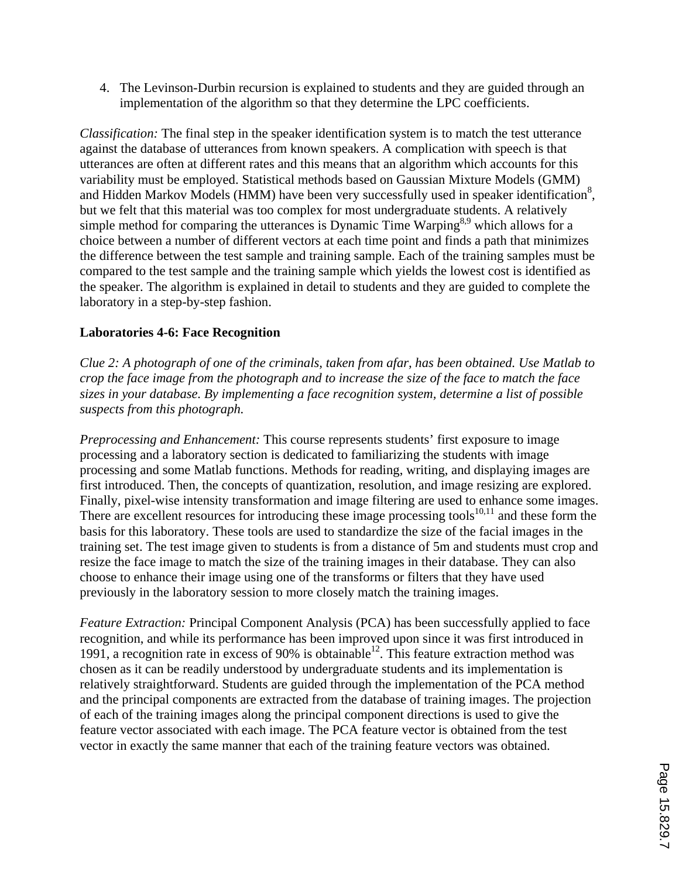4. The Levinson-Durbin recursion is explained to students and they are guided through an implementation of the algorithm so that they determine the LPC coefficients.

*Classification:* The final step in the speaker identification system is to match the test utterance against the database of utterances from known speakers. A complication with speech is that utterances are often at different rates and this means that an algorithm which accounts for this variability must be employed. Statistical methods based on Gaussian Mixture Models (GMM) and Hidden Markov Models (HMM) have been very successfully used in speaker identification[8], but we felt that this material was too complex for most undergraduate students. A relatively simple method for comparing the utterances is Dynamic Time Warping[8,9] which allows for a choice between a number of different vectors at each time point and finds a path that minimizes the difference between the test sample and training sample. Each of the training samples must be compared to the test sample and the training sample which yields the lowest cost is identified as the speaker. The algorithm is explained in detail to students and they are guided to complete the laboratory in a step-by-step fashion.

**Laboratories 4-6: Face Recognition**

*Clue 2: A photograph of one of the criminals, taken from afar, has been obtained. Use Matlab to crop the face image from the photograph and to increase the size of the face to match the face sizes in your database. By implementing a face recognition system, determine a list of possible suspects from this photograph.*

*Preprocessing and Enhancement:* This course represents students' first exposure to image processing and a laboratory section is dedicated to familiarizing the students with image processing and some Matlab functions. Methods for reading, writing, and displaying images are first introduced. Then, the concepts of quantization, resolution, and image resizing are explored. Finally, pixel-wise intensity transformation and image filtering are used to enhance some images. There are excellent resources for introducing these image processing tools[10,11] and these form the basis for this laboratory. These tools are used to standardize the size of the facial images in the training set. The test image given to students is from a distance of 5m and students must crop and resize the face image to match the size of the training images in their database. They can also choose to enhance their image using one of the transforms or filters that they have used previously in the laboratory session to more closely match the training images.

*Feature Extraction:* Principal Component Analysis (PCA) has been successfully applied to face recognition, and while its performance has been improved upon since it was first introduced in 1991, a recognition rate in excess of 90% is obtainable[12]. This feature extraction method was chosen as it can be readily understood by undergraduate students and its implementation is relatively straightforward. Students are guided through the implementation of the PCA method and the principal components are extracted from the database of training images. The projection of each of the training images along the principal component directions is used to give the feature vector associated with each image. The PCA feature vector is obtained from the test vector in exactly the same manner that each of the training feature vectors was obtained.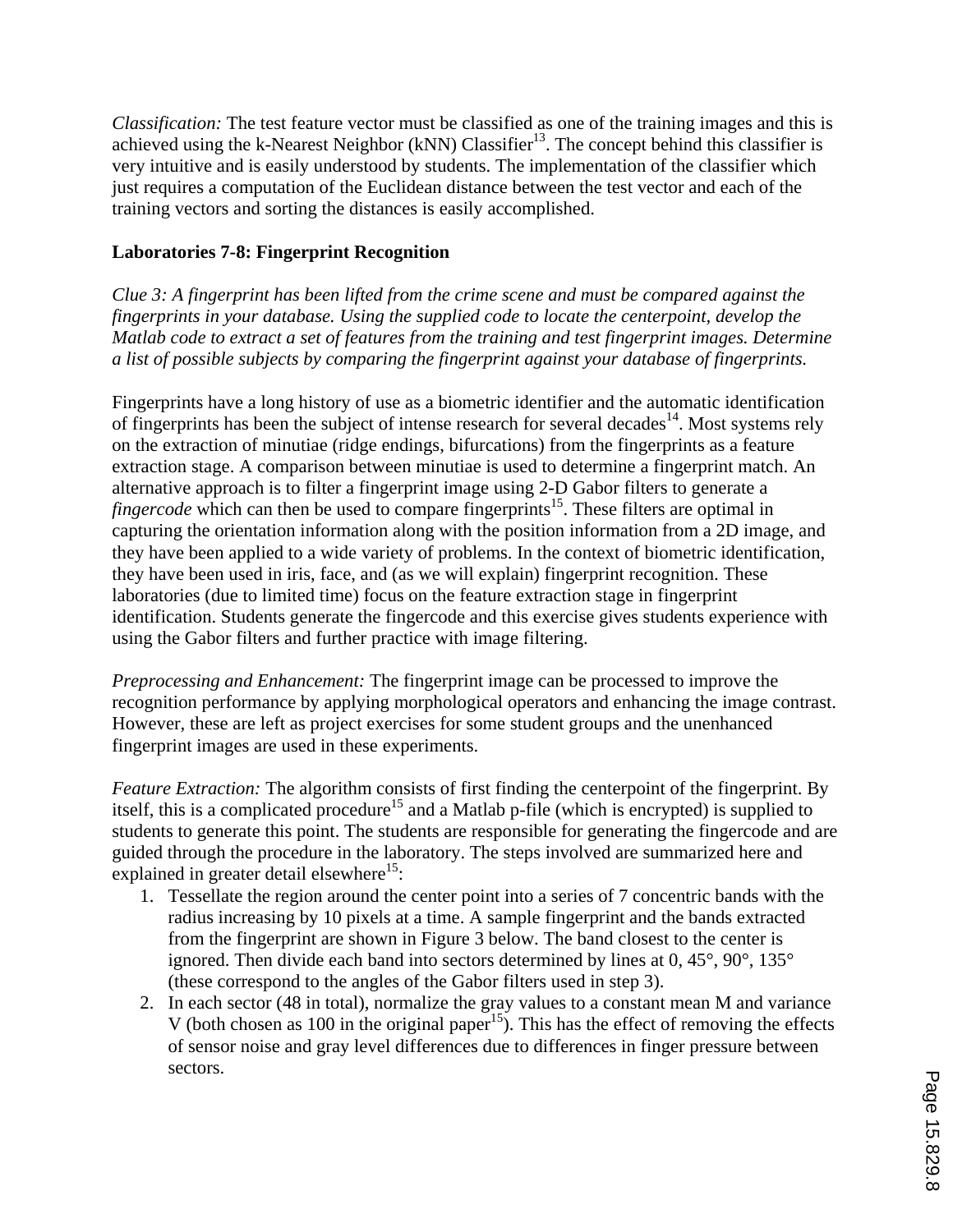*Classification:* The test feature vector must be classified as one of the training images and this is achieved using the k-Nearest Neighbor (kNN) Classifier[13]. The concept behind this classifier is very intuitive and is easily understood by students. The implementation of the classifier which just requires a computation of the Euclidean distance between the test vector and each of the training vectors and sorting the distances is easily accomplished.

**Laboratories 7-8: Fingerprint Recognition**

*Clue 3: A fingerprint has been lifted from the crime scene and must be compared against the fingerprints in your database. Using the supplied code to locate the centerpoint, develop the Matlab code to extract a set of features from the training and test fingerprint images. Determine a list of possible subjects by comparing the fingerprint against your database of fingerprints.*

Fingerprints have a long history of use as a biometric identifier and the automatic identification of fingerprints has been the subject of intense research for several decades[14]. Most systems rely on the extraction of minutiae (ridge endings, bifurcations) from the fingerprints as a feature extraction stage. A comparison between minutiae is used to determine a fingerprint match. An alternative approach is to filter a fingerprint image using 2-D Gabor filters to generate a *fingercode* which can then be used to compare fingerprints[15]. These filters are optimal in capturing the orientation information along with the position information from a 2D image, and they have been applied to a wide variety of problems. In the context of biometric identification, they have been used in iris, face, and (as we will explain) fingerprint recognition. These laboratories (due to limited time) focus on the feature extraction stage in fingerprint identification. Students generate the fingercode and this exercise gives students experience with using the Gabor filters and further practice with image filtering.

*Preprocessing and Enhancement:* The fingerprint image can be processed to improve the recognition performance by applying morphological operators and enhancing the image contrast. However, these are left as project exercises for some student groups and the unenhanced fingerprint images are used in these experiments.

*Feature Extraction:* The algorithm consists of first finding the centerpoint of the fingerprint. By itself, this is a complicated procedure[15] and a Matlab p-file (which is encrypted) is supplied to students to generate this point. The students are responsible for generating the fingercode and are guided through the procedure in the laboratory. The steps involved are summarized here and explained in greater detail elsewhere[15]:

1. Tessellate the region around the center point into a series of 7 concentric bands with the radius increasing by 10 pixels at a time. A sample fingerprint and the bands extracted from the fingerprint are shown in Figure 3 below. The band closest to the center is ignored. Then divide each band into sectors determined by lines at 0, 45°, 90°, 135° (these correspond to the angles of the Gabor filters used in step 3).
2. In each sector (48 in total), normalize the gray values to a constant mean M and variance V (both chosen as 100 in the original paper[15]). This has the effect of removing the effects of sensor noise and gray level differences due to differences in finger pressure between sectors.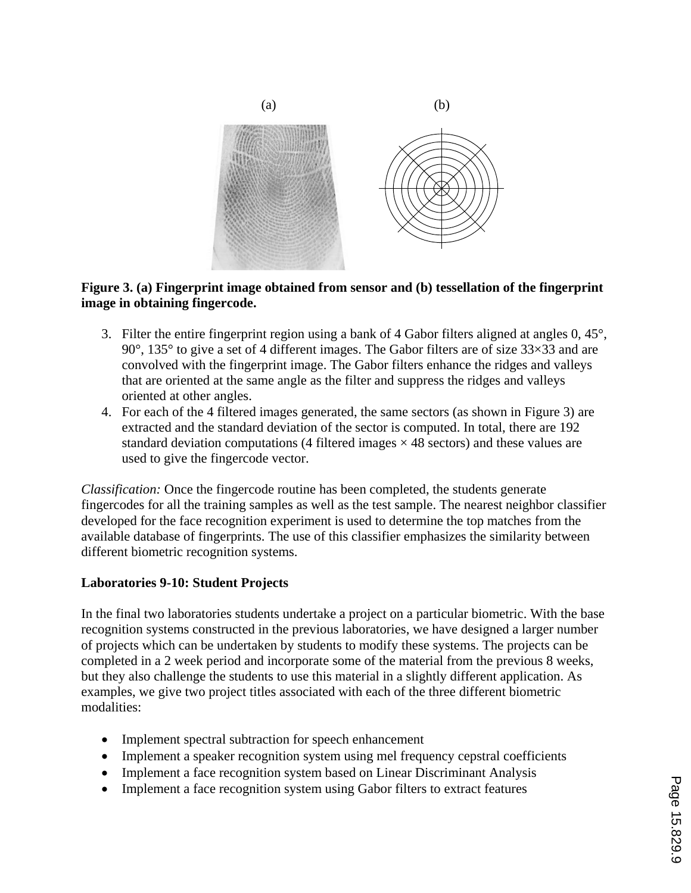(a) (b)

**Figure 3. (a) Fingerprint image obtained from sensor and (b) tessellation of the fingerprint image in obtaining fingercode.**

3. Filter the entire fingerprint region using a bank of 4 Gabor filters aligned at angles 0, 45°, 90°, 135° to give a set of 4 different images. The Gabor filters are of size 33×33 and are convolved with the fingerprint image. The Gabor filters enhance the ridges and valleys that are oriented at the same angle as the filter and suppress the ridges and valleys oriented at other angles.
4. For each of the 4 filtered images generated, the same sectors (as shown in Figure 3) are extracted and the standard deviation of the sector is computed. In total, there are 192 standard deviation computations (4 filtered images × 48 sectors) and these values are used to give the fingercode vector.

*Classification:* Once the fingercode routine has been completed, the students generate fingercodes for all the training samples as well as the test sample. The nearest neighbor classifier developed for the face recognition experiment is used to determine the top matches from the available database of fingerprints. The use of this classifier emphasizes the similarity between different biometric recognition systems.

**Laboratories 9-10: Student Projects**

In the final two laboratories students undertake a project on a particular biometric. With the base recognition systems constructed in the previous laboratories, we have designed a larger number of projects which can be undertaken by students to modify these systems. The projects can be completed in a 2 week period and incorporate some of the material from the previous 8 weeks, but they also challenge the students to use this material in a slightly different application. As examples, we give two project titles associated with each of the three different biometric modalities:

- Implement spectral subtraction for speech enhancement
- Implement a speaker recognition system using mel frequency cepstral coefficients
- Implement a face recognition system based on Linear Discriminant Analysis
- Implement a face recognition system using Gabor filters to extract features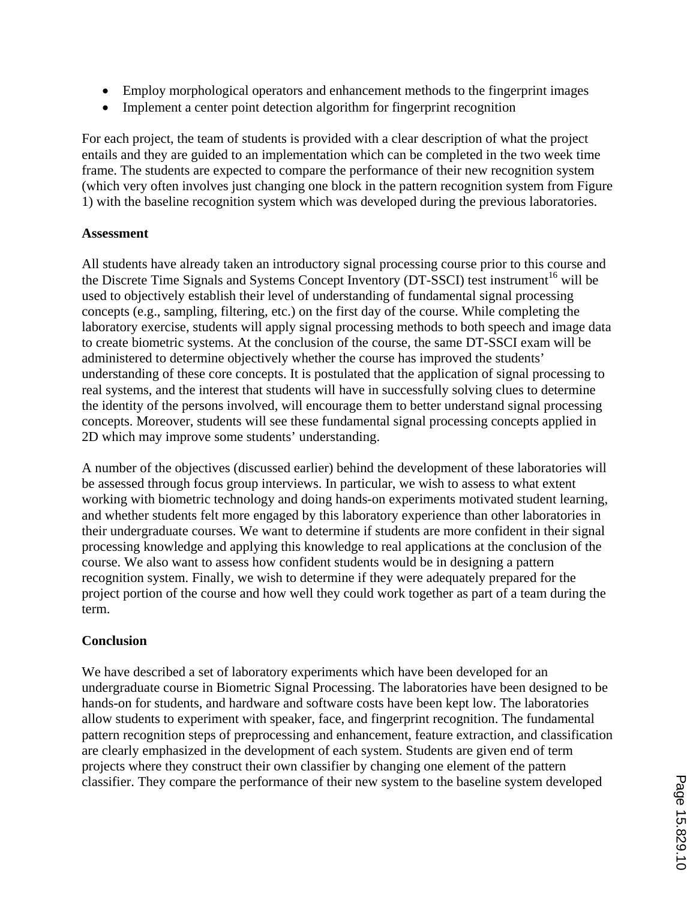- Employ morphological operators and enhancement methods to the fingerprint images
- Implement a center point detection algorithm for fingerprint recognition

For each project, the team of students is provided with a clear description of what the project entails and they are guided to an implementation which can be completed in the two week time frame. The students are expected to compare the performance of their new recognition system (which very often involves just changing one block in the pattern recognition system from Figure 1) with the baseline recognition system which was developed during the previous laboratories.

**Assessment**

All students have already taken an introductory signal processing course prior to this course and the Discrete Time Signals and Systems Concept Inventory (DT-SSCI) test instrument[16] will be used to objectively establish their level of understanding of fundamental signal processing concepts (e.g., sampling, filtering, etc.) on the first day of the course. While completing the laboratory exercise, students will apply signal processing methods to both speech and image data to create biometric systems. At the conclusion of the course, the same DT-SSCI exam will be administered to determine objectively whether the course has improved the students' understanding of these core concepts. It is postulated that the application of signal processing to real systems, and the interest that students will have in successfully solving clues to determine the identity of the persons involved, will encourage them to better understand signal processing concepts. Moreover, students will see these fundamental signal processing concepts applied in 2D which may improve some students' understanding.

A number of the objectives (discussed earlier) behind the development of these laboratories will be assessed through focus group interviews. In particular, we wish to assess to what extent working with biometric technology and doing hands-on experiments motivated student learning, and whether students felt more engaged by this laboratory experience than other laboratories in their undergraduate courses. We want to determine if students are more confident in their signal processing knowledge and applying this knowledge to real applications at the conclusion of the course. We also want to assess how confident students would be in designing a pattern recognition system. Finally, we wish to determine if they were adequately prepared for the project portion of the course and how well they could work together as part of a team during the term.

**Conclusion**

We have described a set of laboratory experiments which have been developed for an undergraduate course in Biometric Signal Processing. The laboratories have been designed to be hands-on for students, and hardware and software costs have been kept low. The laboratories allow students to experiment with speaker, face, and fingerprint recognition. The fundamental pattern recognition steps of preprocessing and enhancement, feature extraction, and classification are clearly emphasized in the development of each system. Students are given end of term projects where they construct their own classifier by changing one element of the pattern classifier. They compare the performance of their new system to the baseline system developed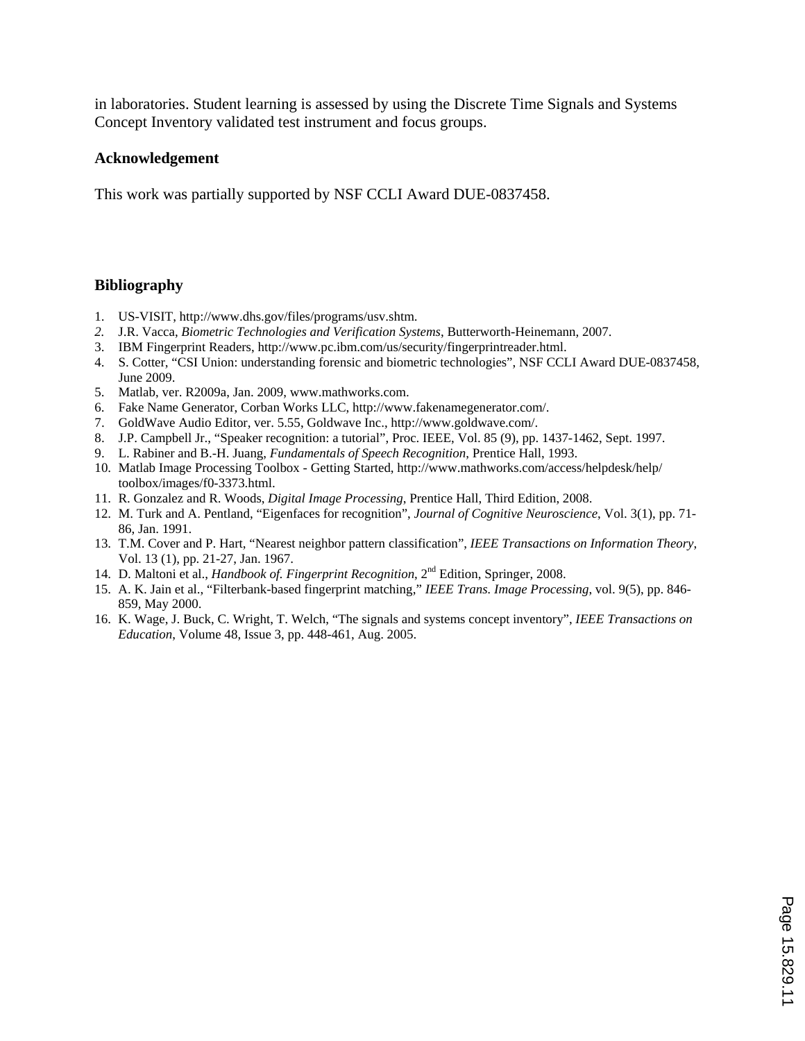in laboratories. Student learning is assessed by using the Discrete Time Signals and Systems Concept Inventory validated test instrument and focus groups.

## Acknowledgement

This work was partially supported by NSF CCLI Award DUE-0837458.

## Bibliography

1. US-VISIT, http://www.dhs.gov/files/programs/usv.shtm.
2. J.R. Vacca, *Biometric Technologies and Verification Systems*, Butterworth-Heinemann, 2007.
3. IBM Fingerprint Readers, http://www.pc.ibm.com/us/security/fingerprintreader.html.
4. S. Cotter, "CSI Union: understanding forensic and biometric technologies", NSF CCLI Award DUE-0837458, June 2009.
5. Matlab, ver. R2009a, Jan. 2009, www.mathworks.com.
6. Fake Name Generator, Corban Works LLC, http://www.fakenamegenerator.com/.
7. GoldWave Audio Editor, ver. 5.55, Goldwave Inc., http://www.goldwave.com/.
8. J.P. Campbell Jr., "Speaker recognition: a tutorial", Proc. IEEE, Vol. 85 (9), pp. 1437-1462, Sept. 1997.
9. L. Rabiner and B.-H. Juang, *Fundamentals of Speech Recognition*, Prentice Hall, 1993.
10. Matlab Image Processing Toolbox - Getting Started, http://www.mathworks.com/access/helpdesk/help/toolbox/images/f0-3373.html.
11. R. Gonzalez and R. Woods, *Digital Image Processing*, Prentice Hall, Third Edition, 2008.
12. M. Turk and A. Pentland, "Eigenfaces for recognition", *Journal of Cognitive Neuroscience*, Vol. 3(1), pp. 71-86, Jan. 1991.
13. T.M. Cover and P. Hart, "Nearest neighbor pattern classification", *IEEE Transactions on Information Theory*, Vol. 13 (1), pp. 21-27, Jan. 1967.
14. D. Maltoni et al., *Handbook of. Fingerprint Recognition*, 2nd Edition, Springer, 2008.
15. A. K. Jain et al., "Filterbank-based fingerprint matching," *IEEE Trans. Image Processing*, vol. 9(5), pp. 846-859, May 2000.
16. K. Wage, J. Buck, C. Wright, T. Welch, "The signals and systems concept inventory", *IEEE Transactions on Education*, Volume 48, Issue 3, pp. 448-461, Aug. 2005.